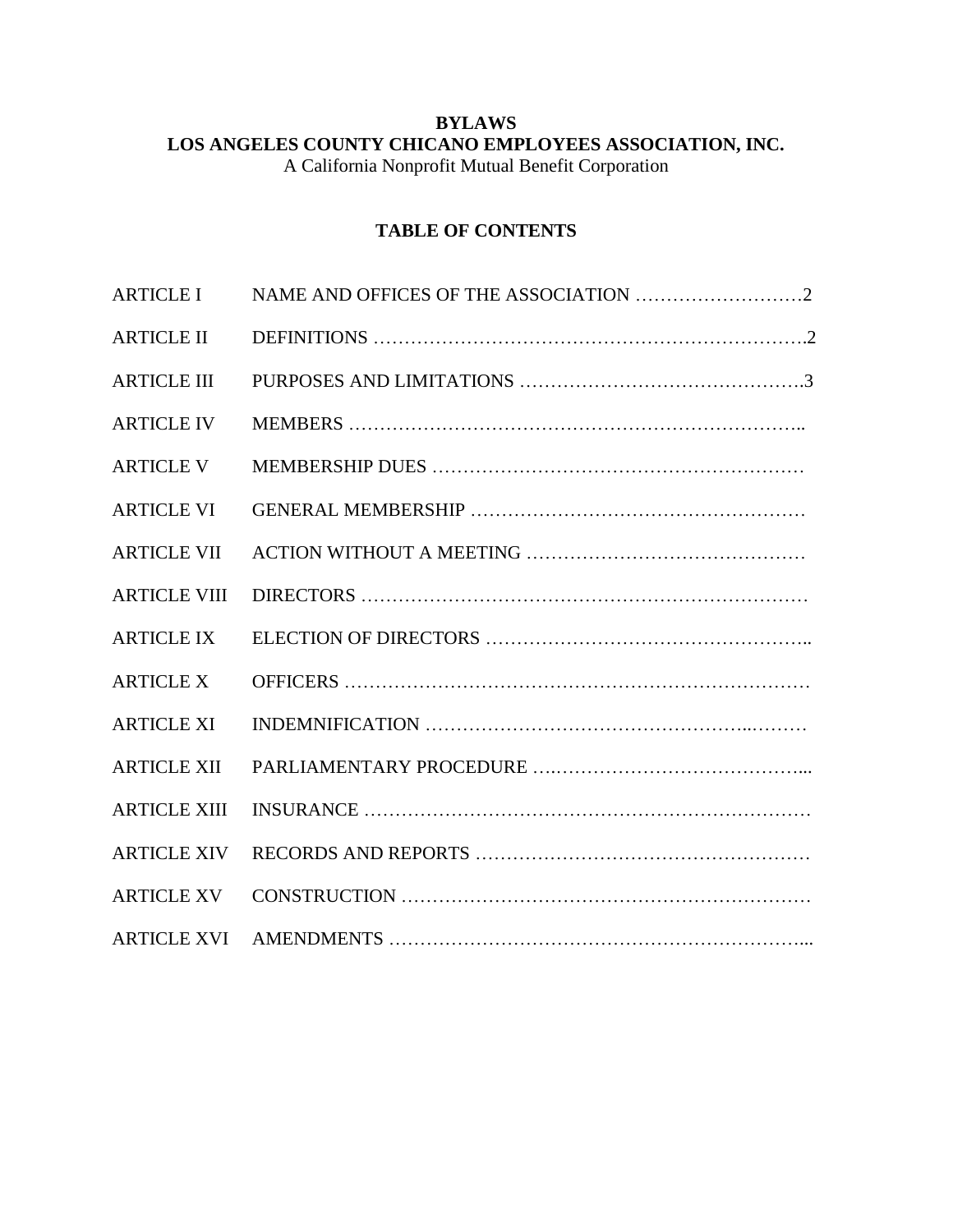**BYLAWS**
**LOS ANGELES COUNTY CHICANO EMPLOYEES ASSOCIATION, INC.**
A California Nonprofit Mutual Benefit Corporation

**TABLE OF CONTENTS**

| | | |
|---|---|---|
| ARTICLE I | NAME AND OFFICES OF THE ASSOCIATION | 2 |
| ARTICLE II | DEFINITIONS | 2 |
| ARTICLE III | PURPOSES AND LIMITATIONS | 3 |
| ARTICLE IV | MEMBERS | |
| ARTICLE V | MEMBERSHIP DUES | |
| ARTICLE VI | GENERAL MEMBERSHIP | |
| ARTICLE VII | ACTION WITHOUT A MEETING | |
| ARTICLE VIII | DIRECTORS | |
| ARTICLE IX | ELECTION OF DIRECTORS | |
| ARTICLE X | OFFICERS | |
| ARTICLE XI | INDEMNIFICATION | |
| ARTICLE XII | PARLIAMENTARY PROCEDURE | |
| ARTICLE XIII | INSURANCE | |
| ARTICLE XIV | RECORDS AND REPORTS | |
| ARTICLE XV | CONSTRUCTION | |
| ARTICLE XVI | AMENDMENTS | |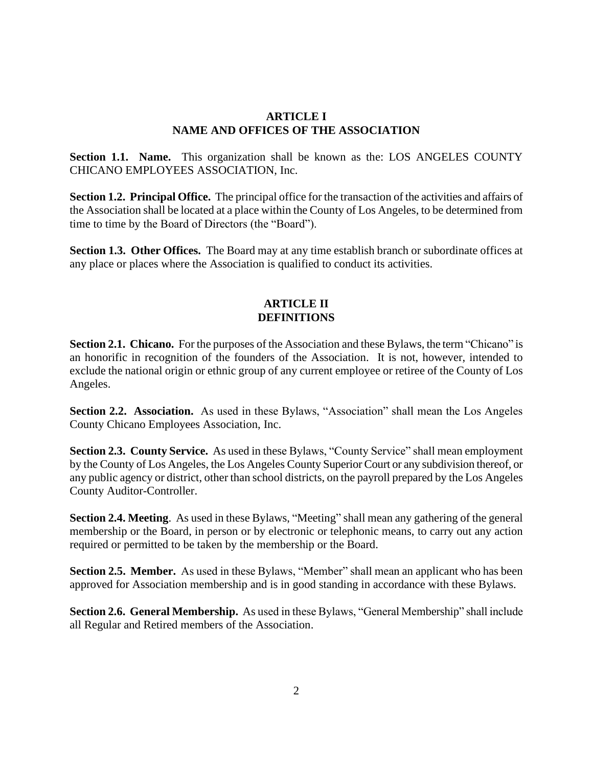## ARTICLE I
## NAME AND OFFICES OF THE ASSOCIATION

**Section 1.1. Name.** This organization shall be known as the: LOS ANGELES COUNTY CHICANO EMPLOYEES ASSOCIATION, Inc.

**Section 1.2. Principal Office.** The principal office for the transaction of the activities and affairs of the Association shall be located at a place within the County of Los Angeles, to be determined from time to time by the Board of Directors (the "Board").

**Section 1.3. Other Offices.** The Board may at any time establish branch or subordinate offices at any place or places where the Association is qualified to conduct its activities.

## ARTICLE II
## DEFINITIONS

**Section 2.1. Chicano.** For the purposes of the Association and these Bylaws, the term "Chicano" is an honorific in recognition of the founders of the Association. It is not, however, intended to exclude the national origin or ethnic group of any current employee or retiree of the County of Los Angeles.

**Section 2.2. Association.** As used in these Bylaws, "Association" shall mean the Los Angeles County Chicano Employees Association, Inc.

**Section 2.3. County Service.** As used in these Bylaws, "County Service" shall mean employment by the County of Los Angeles, the Los Angeles County Superior Court or any subdivision thereof, or any public agency or district, other than school districts, on the payroll prepared by the Los Angeles County Auditor-Controller.

**Section 2.4. Meeting**. As used in these Bylaws, "Meeting" shall mean any gathering of the general membership or the Board, in person or by electronic or telephonic means, to carry out any action required or permitted to be taken by the membership or the Board.

**Section 2.5. Member.** As used in these Bylaws, "Member" shall mean an applicant who has been approved for Association membership and is in good standing in accordance with these Bylaws.

**Section 2.6. General Membership.** As used in these Bylaws, "General Membership" shall include all Regular and Retired members of the Association.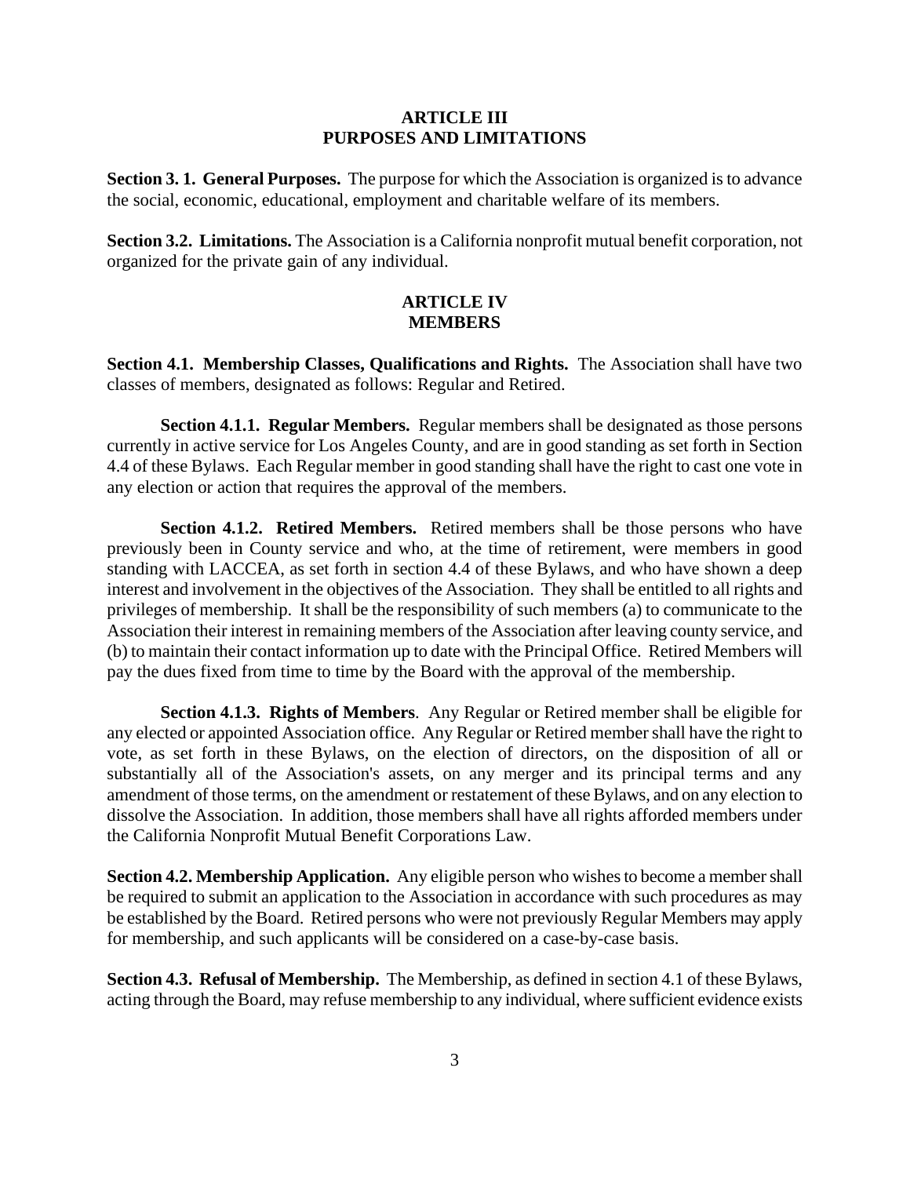## ARTICLE III
## PURPOSES AND LIMITATIONS

**Section 3. 1. General Purposes.** The purpose for which the Association is organized is to advance the social, economic, educational, employment and charitable welfare of its members.

**Section 3.2. Limitations.** The Association is a California nonprofit mutual benefit corporation, not organized for the private gain of any individual.

## ARTICLE IV
## MEMBERS

**Section 4.1. Membership Classes, Qualifications and Rights.** The Association shall have two classes of members, designated as follows: Regular and Retired.

**Section 4.1.1. Regular Members.** Regular members shall be designated as those persons currently in active service for Los Angeles County, and are in good standing as set forth in Section 4.4 of these Bylaws. Each Regular member in good standing shall have the right to cast one vote in any election or action that requires the approval of the members.

**Section 4.1.2. Retired Members.** Retired members shall be those persons who have previously been in County service and who, at the time of retirement, were members in good standing with LACCEA, as set forth in section 4.4 of these Bylaws, and who have shown a deep interest and involvement in the objectives of the Association. They shall be entitled to all rights and privileges of membership. It shall be the responsibility of such members (a) to communicate to the Association their interest in remaining members of the Association after leaving county service, and (b) to maintain their contact information up to date with the Principal Office. Retired Members will pay the dues fixed from time to time by the Board with the approval of the membership.

**Section 4.1.3. Rights of Members**. Any Regular or Retired member shall be eligible for any elected or appointed Association office. Any Regular or Retired member shall have the right to vote, as set forth in these Bylaws, on the election of directors, on the disposition of all or substantially all of the Association's assets, on any merger and its principal terms and any amendment of those terms, on the amendment or restatement of these Bylaws, and on any election to dissolve the Association. In addition, those members shall have all rights afforded members under the California Nonprofit Mutual Benefit Corporations Law.

**Section 4.2. Membership Application.** Any eligible person who wishes to become a member shall be required to submit an application to the Association in accordance with such procedures as may be established by the Board. Retired persons who were not previously Regular Members may apply for membership, and such applicants will be considered on a case-by-case basis.

**Section 4.3. Refusal of Membership.** The Membership, as defined in section 4.1 of these Bylaws, acting through the Board, may refuse membership to any individual, where sufficient evidence exists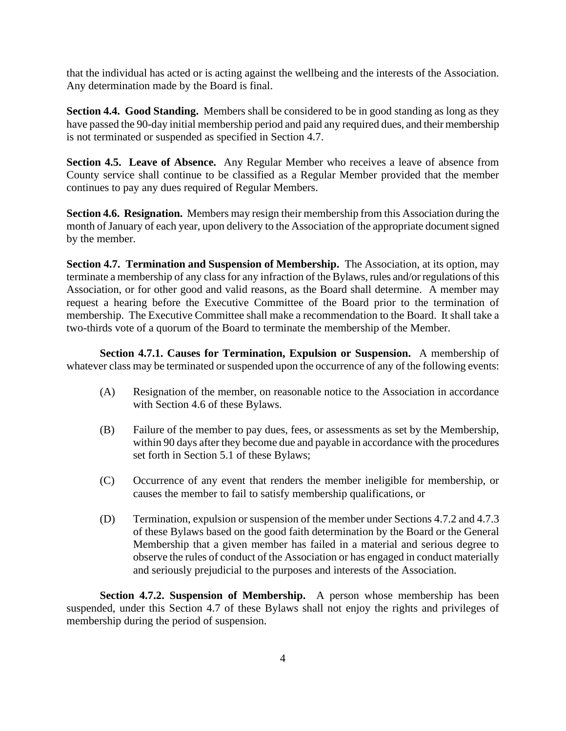that the individual has acted or is acting against the wellbeing and the interests of the Association. Any determination made by the Board is final.

**Section 4.4. Good Standing.** Members shall be considered to be in good standing as long as they have passed the 90-day initial membership period and paid any required dues, and their membership is not terminated or suspended as specified in Section 4.7.

**Section 4.5. Leave of Absence.** Any Regular Member who receives a leave of absence from County service shall continue to be classified as a Regular Member provided that the member continues to pay any dues required of Regular Members.

**Section 4.6. Resignation.** Members may resign their membership from this Association during the month of January of each year, upon delivery to the Association of the appropriate document signed by the member.

**Section 4.7. Termination and Suspension of Membership.** The Association, at its option, may terminate a membership of any class for any infraction of the Bylaws, rules and/or regulations of this Association, or for other good and valid reasons, as the Board shall determine. A member may request a hearing before the Executive Committee of the Board prior to the termination of membership. The Executive Committee shall make a recommendation to the Board. It shall take a two-thirds vote of a quorum of the Board to terminate the membership of the Member.

**Section 4.7.1. Causes for Termination, Expulsion or Suspension.** A membership of whatever class may be terminated or suspended upon the occurrence of any of the following events:

(A) Resignation of the member, on reasonable notice to the Association in accordance with Section 4.6 of these Bylaws.

(B) Failure of the member to pay dues, fees, or assessments as set by the Membership, within 90 days after they become due and payable in accordance with the procedures set forth in Section 5.1 of these Bylaws;

(C) Occurrence of any event that renders the member ineligible for membership, or causes the member to fail to satisfy membership qualifications, or

(D) Termination, expulsion or suspension of the member under Sections 4.7.2 and 4.7.3 of these Bylaws based on the good faith determination by the Board or the General Membership that a given member has failed in a material and serious degree to observe the rules of conduct of the Association or has engaged in conduct materially and seriously prejudicial to the purposes and interests of the Association.

**Section 4.7.2. Suspension of Membership.** A person whose membership has been suspended, under this Section 4.7 of these Bylaws shall not enjoy the rights and privileges of membership during the period of suspension.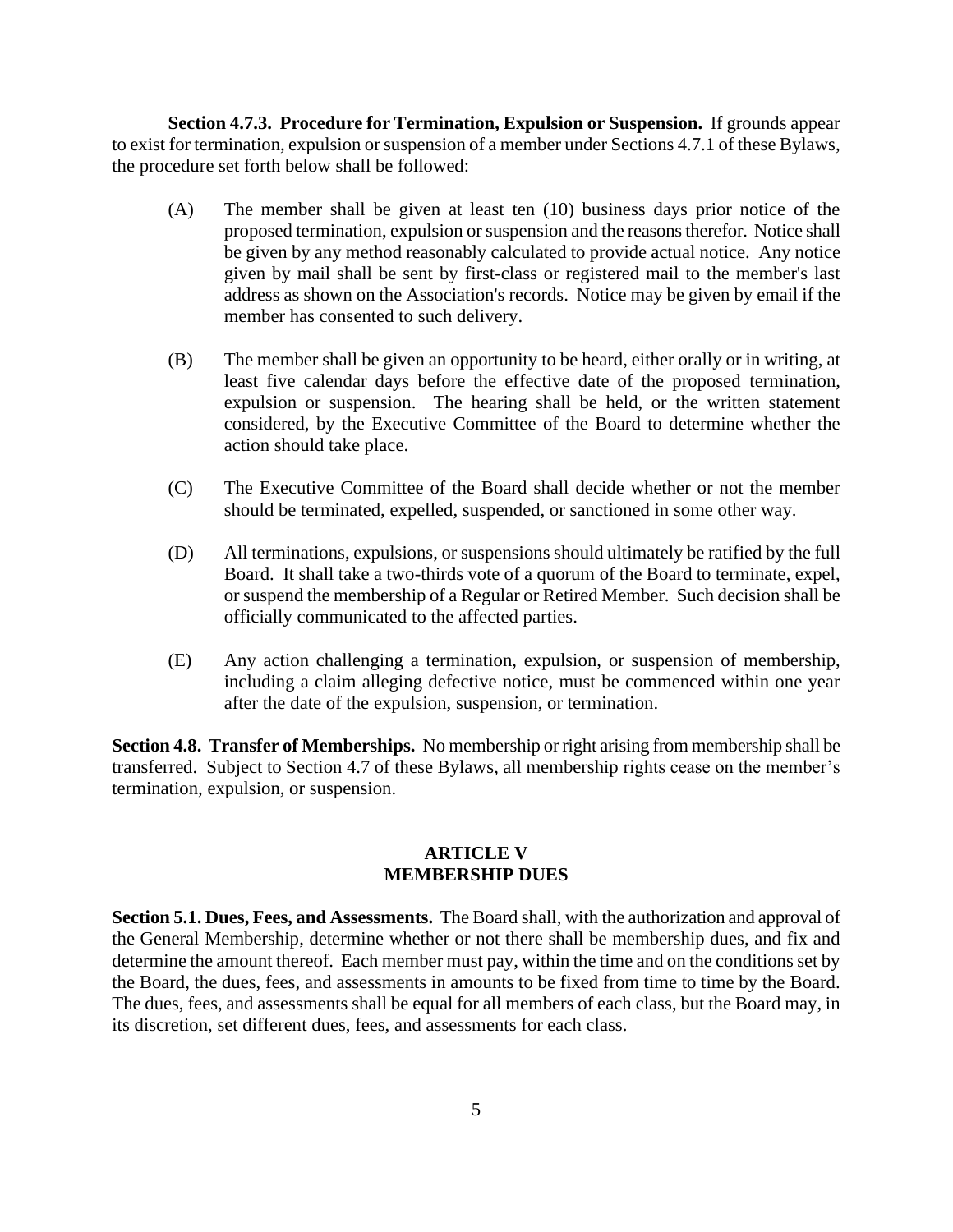**Section 4.7.3. Procedure for Termination, Expulsion or Suspension.** If grounds appear to exist for termination, expulsion or suspension of a member under Sections 4.7.1 of these Bylaws, the procedure set forth below shall be followed:

(A) The member shall be given at least ten (10) business days prior notice of the proposed termination, expulsion or suspension and the reasons therefor. Notice shall be given by any method reasonably calculated to provide actual notice. Any notice given by mail shall be sent by first-class or registered mail to the member's last address as shown on the Association's records. Notice may be given by email if the member has consented to such delivery.

(B) The member shall be given an opportunity to be heard, either orally or in writing, at least five calendar days before the effective date of the proposed termination, expulsion or suspension. The hearing shall be held, or the written statement considered, by the Executive Committee of the Board to determine whether the action should take place.

(C) The Executive Committee of the Board shall decide whether or not the member should be terminated, expelled, suspended, or sanctioned in some other way.

(D) All terminations, expulsions, or suspensions should ultimately be ratified by the full Board. It shall take a two-thirds vote of a quorum of the Board to terminate, expel, or suspend the membership of a Regular or Retired Member. Such decision shall be officially communicated to the affected parties.

(E) Any action challenging a termination, expulsion, or suspension of membership, including a claim alleging defective notice, must be commenced within one year after the date of the expulsion, suspension, or termination.

**Section 4.8. Transfer of Memberships.** No membership or right arising from membership shall be transferred. Subject to Section 4.7 of these Bylaws, all membership rights cease on the member's termination, expulsion, or suspension.

## ARTICLE V
## MEMBERSHIP DUES

**Section 5.1. Dues, Fees, and Assessments.** The Board shall, with the authorization and approval of the General Membership, determine whether or not there shall be membership dues, and fix and determine the amount thereof. Each member must pay, within the time and on the conditions set by the Board, the dues, fees, and assessments in amounts to be fixed from time to time by the Board. The dues, fees, and assessments shall be equal for all members of each class, but the Board may, in its discretion, set different dues, fees, and assessments for each class.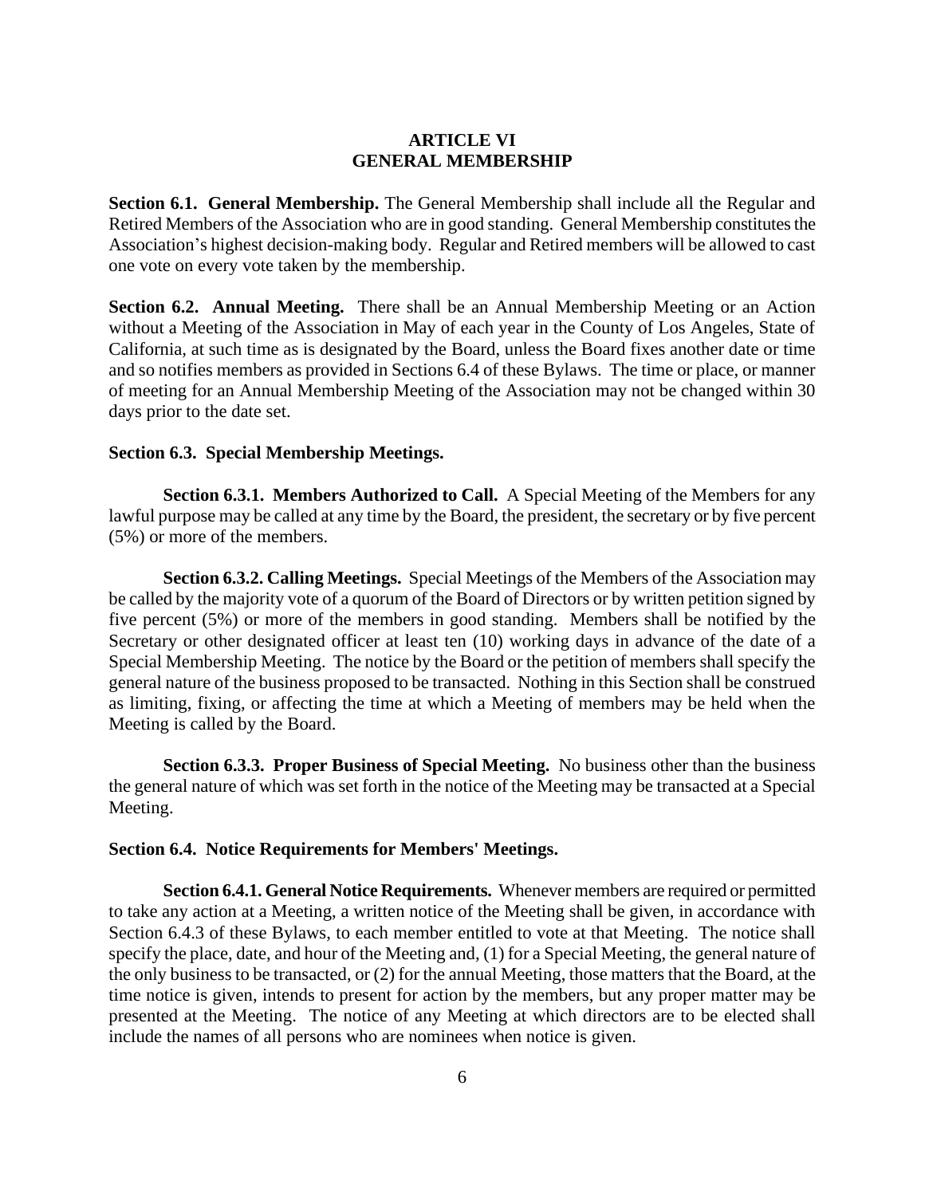## ARTICLE VI
## GENERAL MEMBERSHIP

**Section 6.1. General Membership.** The General Membership shall include all the Regular and Retired Members of the Association who are in good standing. General Membership constitutes the Association's highest decision-making body. Regular and Retired members will be allowed to cast one vote on every vote taken by the membership.

**Section 6.2. Annual Meeting.** There shall be an Annual Membership Meeting or an Action without a Meeting of the Association in May of each year in the County of Los Angeles, State of California, at such time as is designated by the Board, unless the Board fixes another date or time and so notifies members as provided in Sections 6.4 of these Bylaws. The time or place, or manner of meeting for an Annual Membership Meeting of the Association may not be changed within 30 days prior to the date set.

**Section 6.3. Special Membership Meetings.**

**Section 6.3.1. Members Authorized to Call.** A Special Meeting of the Members for any lawful purpose may be called at any time by the Board, the president, the secretary or by five percent (5%) or more of the members.

**Section 6.3.2. Calling Meetings.** Special Meetings of the Members of the Association may be called by the majority vote of a quorum of the Board of Directors or by written petition signed by five percent (5%) or more of the members in good standing. Members shall be notified by the Secretary or other designated officer at least ten (10) working days in advance of the date of a Special Membership Meeting. The notice by the Board or the petition of members shall specify the general nature of the business proposed to be transacted. Nothing in this Section shall be construed as limiting, fixing, or affecting the time at which a Meeting of members may be held when the Meeting is called by the Board.

**Section 6.3.3. Proper Business of Special Meeting.** No business other than the business the general nature of which was set forth in the notice of the Meeting may be transacted at a Special Meeting.

**Section 6.4. Notice Requirements for Members' Meetings.**

**Section 6.4.1. General Notice Requirements.** Whenever members are required or permitted to take any action at a Meeting, a written notice of the Meeting shall be given, in accordance with Section 6.4.3 of these Bylaws, to each member entitled to vote at that Meeting. The notice shall specify the place, date, and hour of the Meeting and, (1) for a Special Meeting, the general nature of the only business to be transacted, or (2) for the annual Meeting, those matters that the Board, at the time notice is given, intends to present for action by the members, but any proper matter may be presented at the Meeting. The notice of any Meeting at which directors are to be elected shall include the names of all persons who are nominees when notice is given.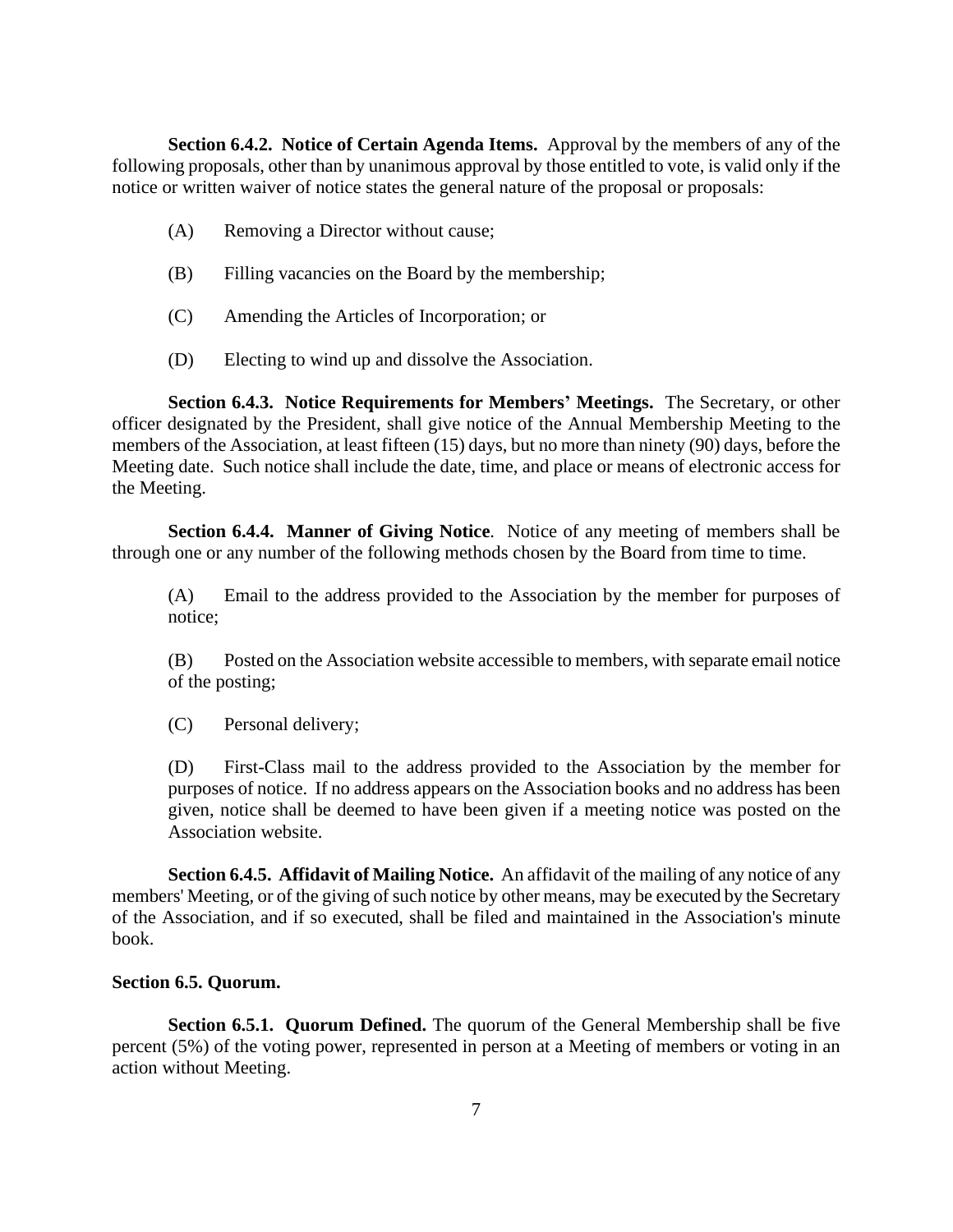**Section 6.4.2. Notice of Certain Agenda Items.** Approval by the members of any of the following proposals, other than by unanimous approval by those entitled to vote, is valid only if the notice or written waiver of notice states the general nature of the proposal or proposals:

(A) Removing a Director without cause;

(B) Filling vacancies on the Board by the membership;

(C) Amending the Articles of Incorporation; or

(D) Electing to wind up and dissolve the Association.

**Section 6.4.3. Notice Requirements for Members' Meetings.** The Secretary, or other officer designated by the President, shall give notice of the Annual Membership Meeting to the members of the Association, at least fifteen (15) days, but no more than ninety (90) days, before the Meeting date. Such notice shall include the date, time, and place or means of electronic access for the Meeting.

**Section 6.4.4. Manner of Giving Notice**. Notice of any meeting of members shall be through one or any number of the following methods chosen by the Board from time to time.

(A) Email to the address provided to the Association by the member for purposes of notice;

(B) Posted on the Association website accessible to members, with separate email notice of the posting;

(C) Personal delivery;

(D) First-Class mail to the address provided to the Association by the member for purposes of notice. If no address appears on the Association books and no address has been given, notice shall be deemed to have been given if a meeting notice was posted on the Association website.

**Section 6.4.5. Affidavit of Mailing Notice.** An affidavit of the mailing of any notice of any members' Meeting, or of the giving of such notice by other means, may be executed by the Secretary of the Association, and if so executed, shall be filed and maintained in the Association's minute book.

**Section 6.5. Quorum.**

**Section 6.5.1. Quorum Defined.** The quorum of the General Membership shall be five percent (5%) of the voting power, represented in person at a Meeting of members or voting in an action without Meeting.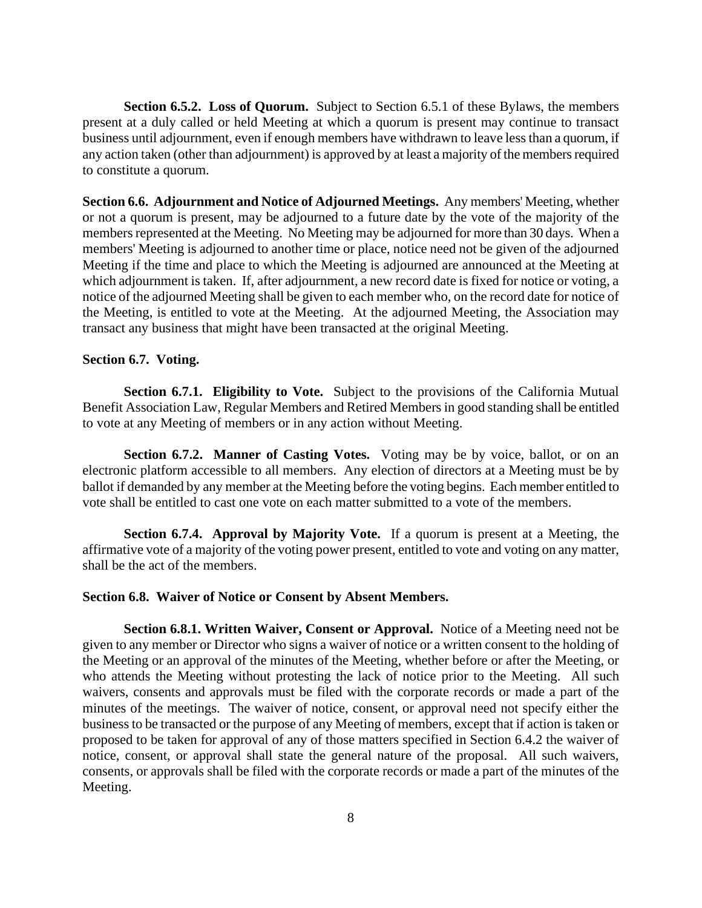**Section 6.5.2. Loss of Quorum.** Subject to Section 6.5.1 of these Bylaws, the members present at a duly called or held Meeting at which a quorum is present may continue to transact business until adjournment, even if enough members have withdrawn to leave less than a quorum, if any action taken (other than adjournment) is approved by at least a majority of the members required to constitute a quorum.

**Section 6.6. Adjournment and Notice of Adjourned Meetings.** Any members' Meeting, whether or not a quorum is present, may be adjourned to a future date by the vote of the majority of the members represented at the Meeting. No Meeting may be adjourned for more than 30 days. When a members' Meeting is adjourned to another time or place, notice need not be given of the adjourned Meeting if the time and place to which the Meeting is adjourned are announced at the Meeting at which adjournment is taken. If, after adjournment, a new record date is fixed for notice or voting, a notice of the adjourned Meeting shall be given to each member who, on the record date for notice of the Meeting, is entitled to vote at the Meeting. At the adjourned Meeting, the Association may transact any business that might have been transacted at the original Meeting.

**Section 6.7. Voting.**

**Section 6.7.1. Eligibility to Vote.** Subject to the provisions of the California Mutual Benefit Association Law, Regular Members and Retired Members in good standing shall be entitled to vote at any Meeting of members or in any action without Meeting.

**Section 6.7.2. Manner of Casting Votes.** Voting may be by voice, ballot, or on an electronic platform accessible to all members. Any election of directors at a Meeting must be by ballot if demanded by any member at the Meeting before the voting begins. Each member entitled to vote shall be entitled to cast one vote on each matter submitted to a vote of the members.

**Section 6.7.4. Approval by Majority Vote.** If a quorum is present at a Meeting, the affirmative vote of a majority of the voting power present, entitled to vote and voting on any matter, shall be the act of the members.

**Section 6.8. Waiver of Notice or Consent by Absent Members.**

**Section 6.8.1. Written Waiver, Consent or Approval.** Notice of a Meeting need not be given to any member or Director who signs a waiver of notice or a written consent to the holding of the Meeting or an approval of the minutes of the Meeting, whether before or after the Meeting, or who attends the Meeting without protesting the lack of notice prior to the Meeting. All such waivers, consents and approvals must be filed with the corporate records or made a part of the minutes of the meetings. The waiver of notice, consent, or approval need not specify either the business to be transacted or the purpose of any Meeting of members, except that if action is taken or proposed to be taken for approval of any of those matters specified in Section 6.4.2 the waiver of notice, consent, or approval shall state the general nature of the proposal. All such waivers, consents, or approvals shall be filed with the corporate records or made a part of the minutes of the Meeting.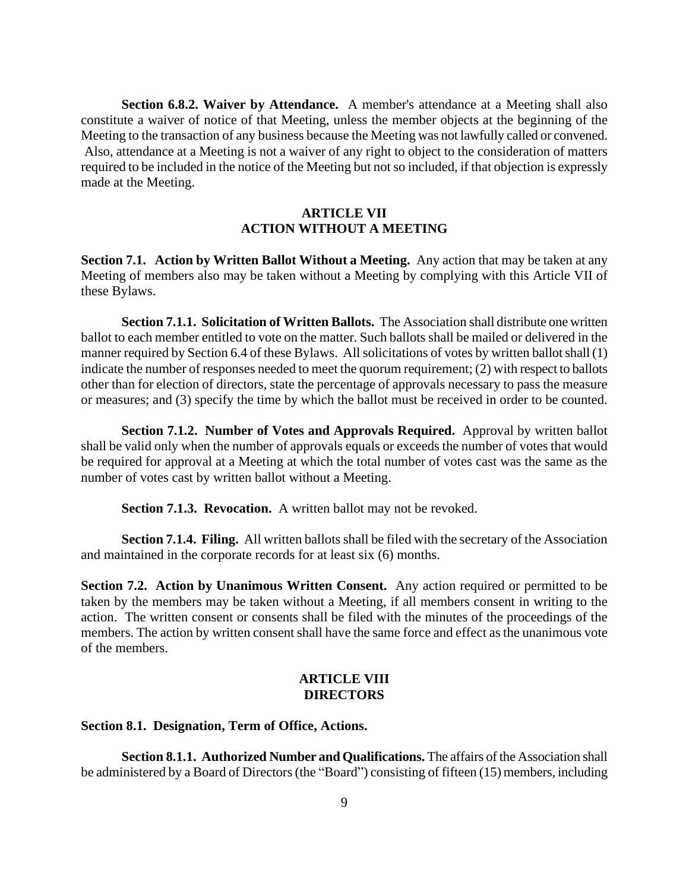**Section 6.8.2. Waiver by Attendance.** A member's attendance at a Meeting shall also constitute a waiver of notice of that Meeting, unless the member objects at the beginning of the Meeting to the transaction of any business because the Meeting was not lawfully called or convened. Also, attendance at a Meeting is not a waiver of any right to object to the consideration of matters required to be included in the notice of the Meeting but not so included, if that objection is expressly made at the Meeting.

## ARTICLE VII
## ACTION WITHOUT A MEETING

**Section 7.1. Action by Written Ballot Without a Meeting.** Any action that may be taken at any Meeting of members also may be taken without a Meeting by complying with this Article VII of these Bylaws.

**Section 7.1.1. Solicitation of Written Ballots.** The Association shall distribute one written ballot to each member entitled to vote on the matter. Such ballots shall be mailed or delivered in the manner required by Section 6.4 of these Bylaws. All solicitations of votes by written ballot shall (1) indicate the number of responses needed to meet the quorum requirement; (2) with respect to ballots other than for election of directors, state the percentage of approvals necessary to pass the measure or measures; and (3) specify the time by which the ballot must be received in order to be counted.

**Section 7.1.2. Number of Votes and Approvals Required.** Approval by written ballot shall be valid only when the number of approvals equals or exceeds the number of votes that would be required for approval at a Meeting at which the total number of votes cast was the same as the number of votes cast by written ballot without a Meeting.

**Section 7.1.3. Revocation.** A written ballot may not be revoked.

**Section 7.1.4. Filing.** All written ballots shall be filed with the secretary of the Association and maintained in the corporate records for at least six (6) months.

**Section 7.2. Action by Unanimous Written Consent.** Any action required or permitted to be taken by the members may be taken without a Meeting, if all members consent in writing to the action. The written consent or consents shall be filed with the minutes of the proceedings of the members. The action by written consent shall have the same force and effect as the unanimous vote of the members.

## ARTICLE VIII
## DIRECTORS

**Section 8.1. Designation, Term of Office, Actions.**

**Section 8.1.1. Authorized Number and Qualifications.** The affairs of the Association shall be administered by a Board of Directors (the "Board") consisting of fifteen (15) members, including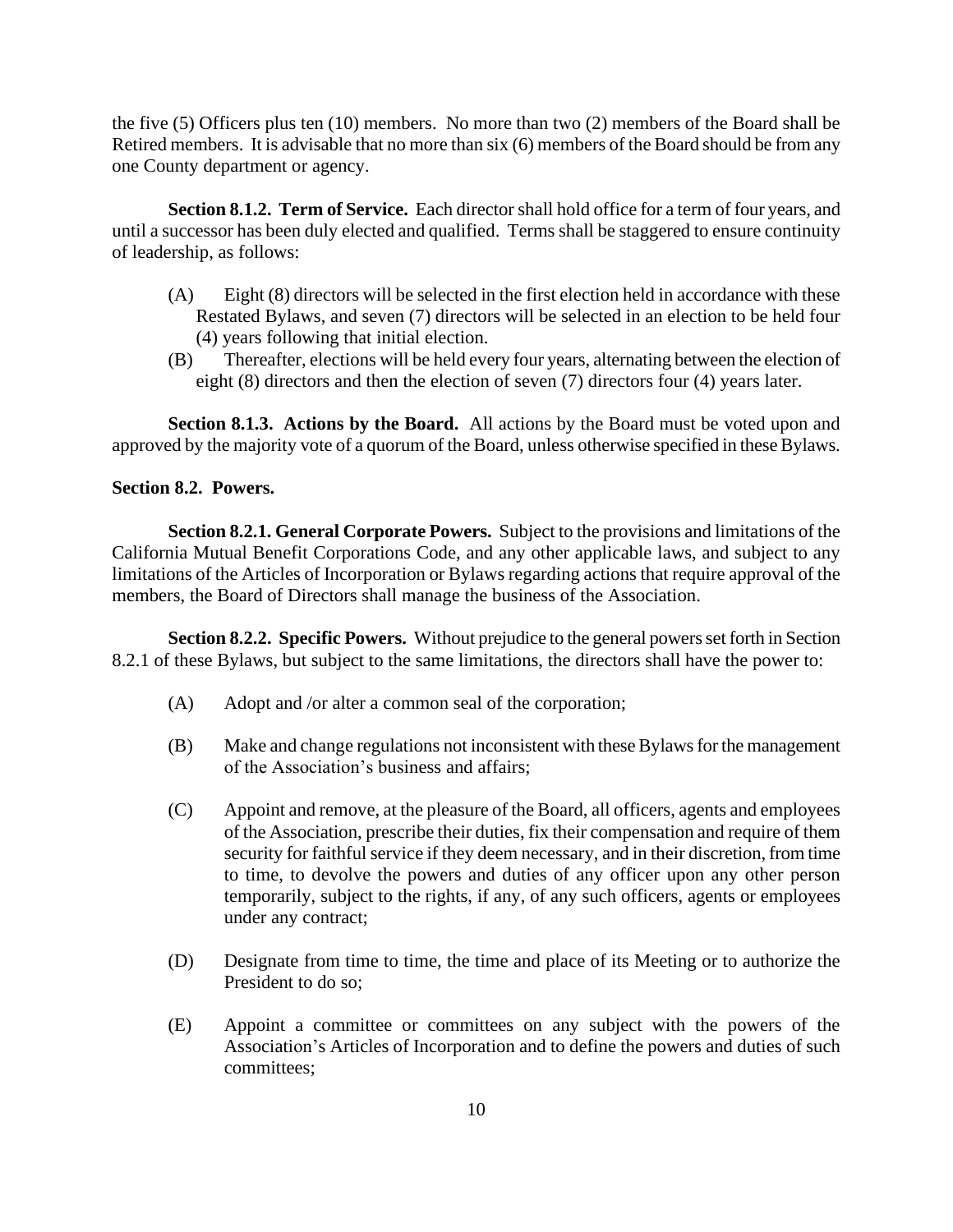the five (5) Officers plus ten (10) members. No more than two (2) members of the Board shall be Retired members. It is advisable that no more than six (6) members of the Board should be from any one County department or agency.

**Section 8.1.2. Term of Service.** Each director shall hold office for a term of four years, and until a successor has been duly elected and qualified. Terms shall be staggered to ensure continuity of leadership, as follows:

(A) Eight (8) directors will be selected in the first election held in accordance with these Restated Bylaws, and seven (7) directors will be selected in an election to be held four (4) years following that initial election.

(B) Thereafter, elections will be held every four years, alternating between the election of eight (8) directors and then the election of seven (7) directors four (4) years later.

**Section 8.1.3. Actions by the Board.** All actions by the Board must be voted upon and approved by the majority vote of a quorum of the Board, unless otherwise specified in these Bylaws.

**Section 8.2. Powers.**

**Section 8.2.1. General Corporate Powers.** Subject to the provisions and limitations of the California Mutual Benefit Corporations Code, and any other applicable laws, and subject to any limitations of the Articles of Incorporation or Bylaws regarding actions that require approval of the members, the Board of Directors shall manage the business of the Association.

**Section 8.2.2. Specific Powers.** Without prejudice to the general powers set forth in Section 8.2.1 of these Bylaws, but subject to the same limitations, the directors shall have the power to:

(A) Adopt and /or alter a common seal of the corporation;

(B) Make and change regulations not inconsistent with these Bylaws for the management of the Association's business and affairs;

(C) Appoint and remove, at the pleasure of the Board, all officers, agents and employees of the Association, prescribe their duties, fix their compensation and require of them security for faithful service if they deem necessary, and in their discretion, from time to time, to devolve the powers and duties of any officer upon any other person temporarily, subject to the rights, if any, of any such officers, agents or employees under any contract;

(D) Designate from time to time, the time and place of its Meeting or to authorize the President to do so;

(E) Appoint a committee or committees on any subject with the powers of the Association's Articles of Incorporation and to define the powers and duties of such committees;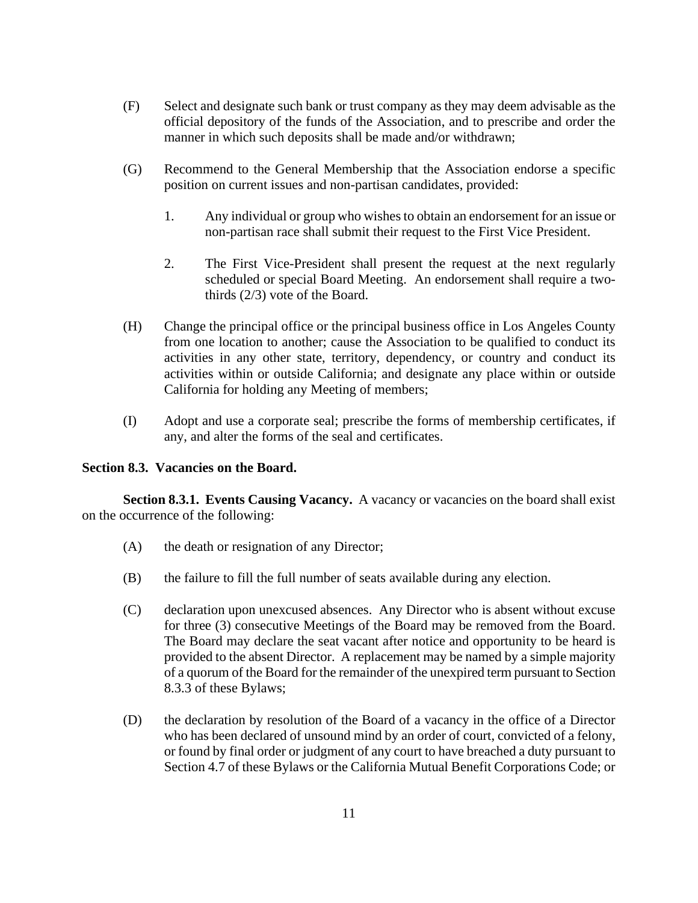(F) Select and designate such bank or trust company as they may deem advisable as the official depository of the funds of the Association, and to prescribe and order the manner in which such deposits shall be made and/or withdrawn;

(G) Recommend to the General Membership that the Association endorse a specific position on current issues and non-partisan candidates, provided:

1. Any individual or group who wishes to obtain an endorsement for an issue or non-partisan race shall submit their request to the First Vice President.

2. The First Vice-President shall present the request at the next regularly scheduled or special Board Meeting. An endorsement shall require a two-thirds (2/3) vote of the Board.

(H) Change the principal office or the principal business office in Los Angeles County from one location to another; cause the Association to be qualified to conduct its activities in any other state, territory, dependency, or country and conduct its activities within or outside California; and designate any place within or outside California for holding any Meeting of members;

(I) Adopt and use a corporate seal; prescribe the forms of membership certificates, if any, and alter the forms of the seal and certificates.

**Section 8.3. Vacancies on the Board.**

**Section 8.3.1. Events Causing Vacancy.** A vacancy or vacancies on the board shall exist on the occurrence of the following:

(A) the death or resignation of any Director;

(B) the failure to fill the full number of seats available during any election.

(C) declaration upon unexcused absences. Any Director who is absent without excuse for three (3) consecutive Meetings of the Board may be removed from the Board. The Board may declare the seat vacant after notice and opportunity to be heard is provided to the absent Director. A replacement may be named by a simple majority of a quorum of the Board for the remainder of the unexpired term pursuant to Section 8.3.3 of these Bylaws;

(D) the declaration by resolution of the Board of a vacancy in the office of a Director who has been declared of unsound mind by an order of court, convicted of a felony, or found by final order or judgment of any court to have breached a duty pursuant to Section 4.7 of these Bylaws or the California Mutual Benefit Corporations Code; or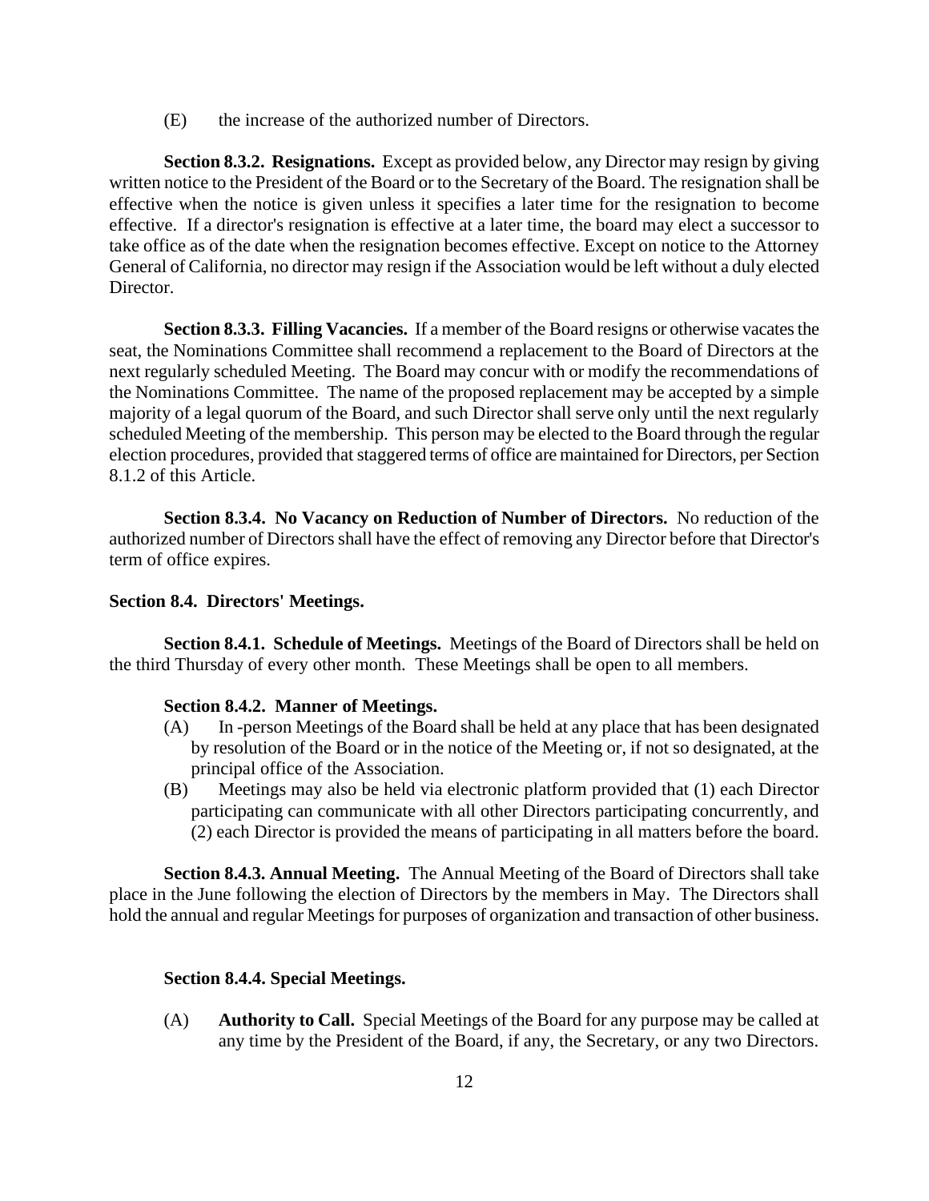(E) the increase of the authorized number of Directors.

**Section 8.3.2. Resignations.** Except as provided below, any Director may resign by giving written notice to the President of the Board or to the Secretary of the Board. The resignation shall be effective when the notice is given unless it specifies a later time for the resignation to become effective. If a director's resignation is effective at a later time, the board may elect a successor to take office as of the date when the resignation becomes effective. Except on notice to the Attorney General of California, no director may resign if the Association would be left without a duly elected Director.

**Section 8.3.3. Filling Vacancies.** If a member of the Board resigns or otherwise vacates the seat, the Nominations Committee shall recommend a replacement to the Board of Directors at the next regularly scheduled Meeting. The Board may concur with or modify the recommendations of the Nominations Committee. The name of the proposed replacement may be accepted by a simple majority of a legal quorum of the Board, and such Director shall serve only until the next regularly scheduled Meeting of the membership. This person may be elected to the Board through the regular election procedures, provided that staggered terms of office are maintained for Directors, per Section 8.1.2 of this Article.

**Section 8.3.4. No Vacancy on Reduction of Number of Directors.** No reduction of the authorized number of Directors shall have the effect of removing any Director before that Director's term of office expires.

**Section 8.4. Directors' Meetings.**

**Section 8.4.1. Schedule of Meetings.** Meetings of the Board of Directors shall be held on the third Thursday of every other month. These Meetings shall be open to all members.

**Section 8.4.2. Manner of Meetings.**

(A) In -person Meetings of the Board shall be held at any place that has been designated by resolution of the Board or in the notice of the Meeting or, if not so designated, at the principal office of the Association.

(B) Meetings may also be held via electronic platform provided that (1) each Director participating can communicate with all other Directors participating concurrently, and (2) each Director is provided the means of participating in all matters before the board.

**Section 8.4.3. Annual Meeting.** The Annual Meeting of the Board of Directors shall take place in the June following the election of Directors by the members in May. The Directors shall hold the annual and regular Meetings for purposes of organization and transaction of other business.

**Section 8.4.4. Special Meetings.**

(A) **Authority to Call.** Special Meetings of the Board for any purpose may be called at any time by the President of the Board, if any, the Secretary, or any two Directors.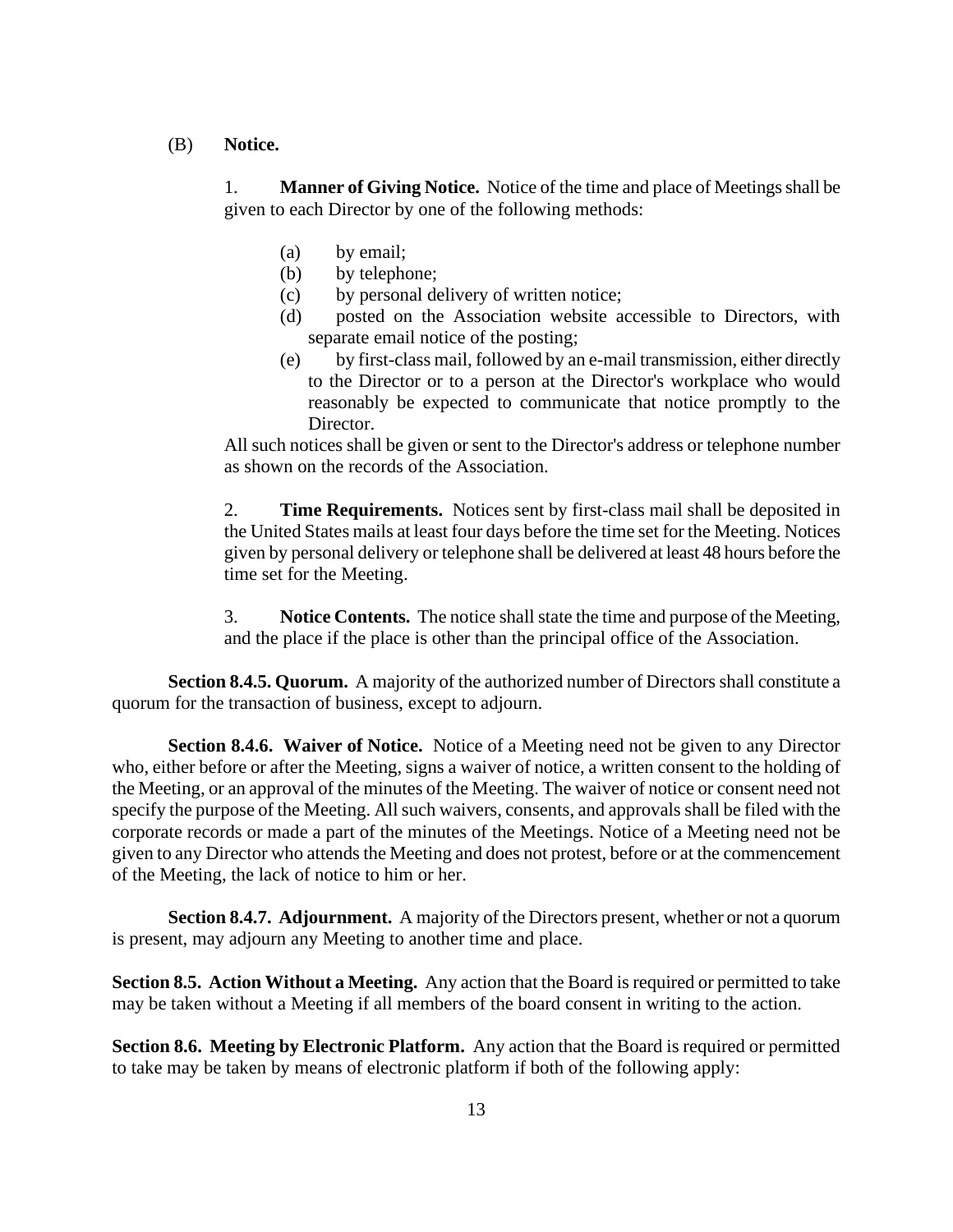(B) **Notice.**

1. **Manner of Giving Notice.** Notice of the time and place of Meetings shall be given to each Director by one of the following methods:

   (a) by email;
   (b) by telephone;
   (c) by personal delivery of written notice;
   (d) posted on the Association website accessible to Directors, with separate email notice of the posting;
   (e) by first-class mail, followed by an e-mail transmission, either directly to the Director or to a person at the Director's workplace who would reasonably be expected to communicate that notice promptly to the Director.

   All such notices shall be given or sent to the Director's address or telephone number as shown on the records of the Association.

2. **Time Requirements.** Notices sent by first-class mail shall be deposited in the United States mails at least four days before the time set for the Meeting. Notices given by personal delivery or telephone shall be delivered at least 48 hours before the time set for the Meeting.

3. **Notice Contents.** The notice shall state the time and purpose of the Meeting, and the place if the place is other than the principal office of the Association.

**Section 8.4.5. Quorum.** A majority of the authorized number of Directors shall constitute a quorum for the transaction of business, except to adjourn.

**Section 8.4.6. Waiver of Notice.** Notice of a Meeting need not be given to any Director who, either before or after the Meeting, signs a waiver of notice, a written consent to the holding of the Meeting, or an approval of the minutes of the Meeting. The waiver of notice or consent need not specify the purpose of the Meeting. All such waivers, consents, and approvals shall be filed with the corporate records or made a part of the minutes of the Meetings. Notice of a Meeting need not be given to any Director who attends the Meeting and does not protest, before or at the commencement of the Meeting, the lack of notice to him or her.

**Section 8.4.7. Adjournment.** A majority of the Directors present, whether or not a quorum is present, may adjourn any Meeting to another time and place.

**Section 8.5. Action Without a Meeting.** Any action that the Board is required or permitted to take may be taken without a Meeting if all members of the board consent in writing to the action.

**Section 8.6. Meeting by Electronic Platform.** Any action that the Board is required or permitted to take may be taken by means of electronic platform if both of the following apply: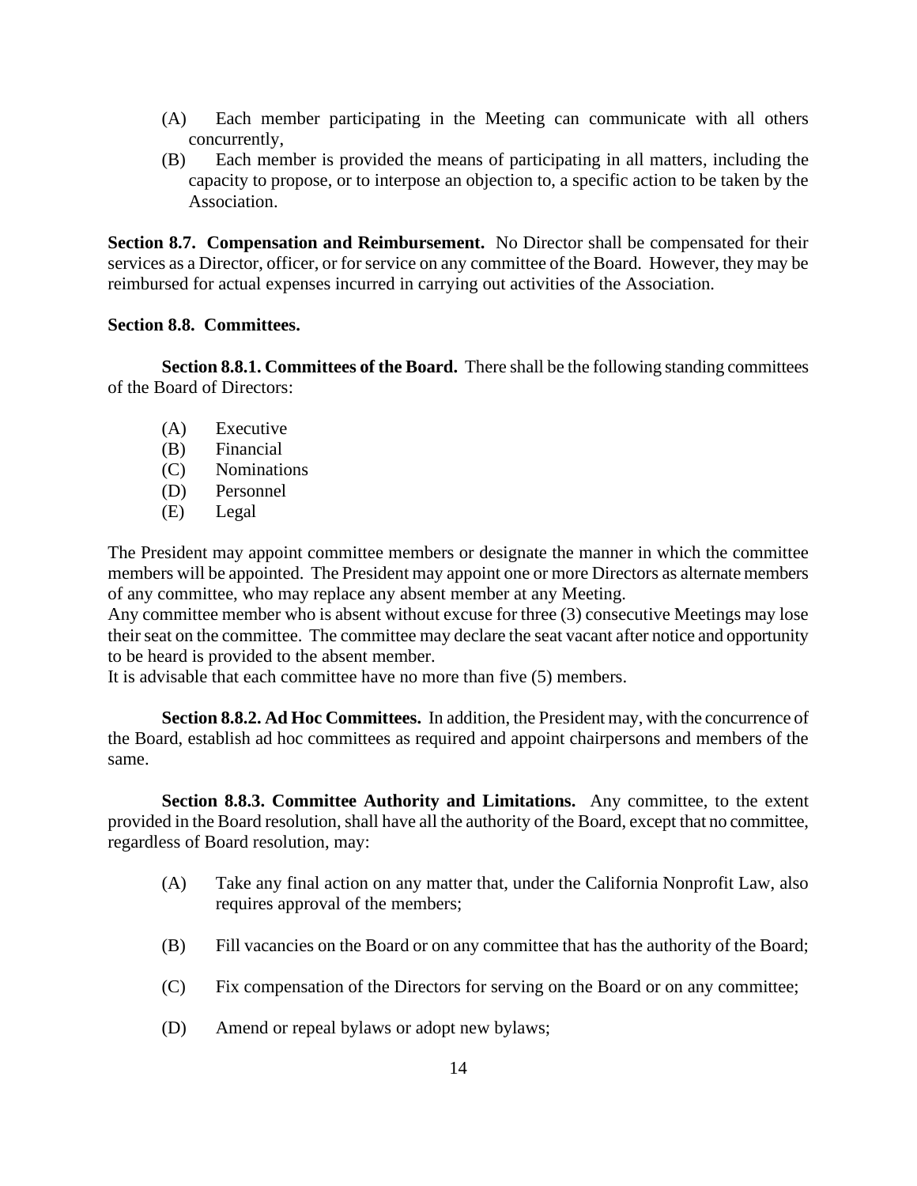(A) Each member participating in the Meeting can communicate with all others concurrently,

(B) Each member is provided the means of participating in all matters, including the capacity to propose, or to interpose an objection to, a specific action to be taken by the Association.

**Section 8.7. Compensation and Reimbursement.** No Director shall be compensated for their services as a Director, officer, or for service on any committee of the Board. However, they may be reimbursed for actual expenses incurred in carrying out activities of the Association.

**Section 8.8. Committees.**

**Section 8.8.1. Committees of the Board.** There shall be the following standing committees of the Board of Directors:

(A) Executive
(B) Financial
(C) Nominations
(D) Personnel
(E) Legal

The President may appoint committee members or designate the manner in which the committee members will be appointed. The President may appoint one or more Directors as alternate members of any committee, who may replace any absent member at any Meeting.

Any committee member who is absent without excuse for three (3) consecutive Meetings may lose their seat on the committee. The committee may declare the seat vacant after notice and opportunity to be heard is provided to the absent member.

It is advisable that each committee have no more than five (5) members.

**Section 8.8.2. Ad Hoc Committees.** In addition, the President may, with the concurrence of the Board, establish ad hoc committees as required and appoint chairpersons and members of the same.

**Section 8.8.3. Committee Authority and Limitations.** Any committee, to the extent provided in the Board resolution, shall have all the authority of the Board, except that no committee, regardless of Board resolution, may:

(A) Take any final action on any matter that, under the California Nonprofit Law, also requires approval of the members;

(B) Fill vacancies on the Board or on any committee that has the authority of the Board;

(C) Fix compensation of the Directors for serving on the Board or on any committee;

(D) Amend or repeal bylaws or adopt new bylaws;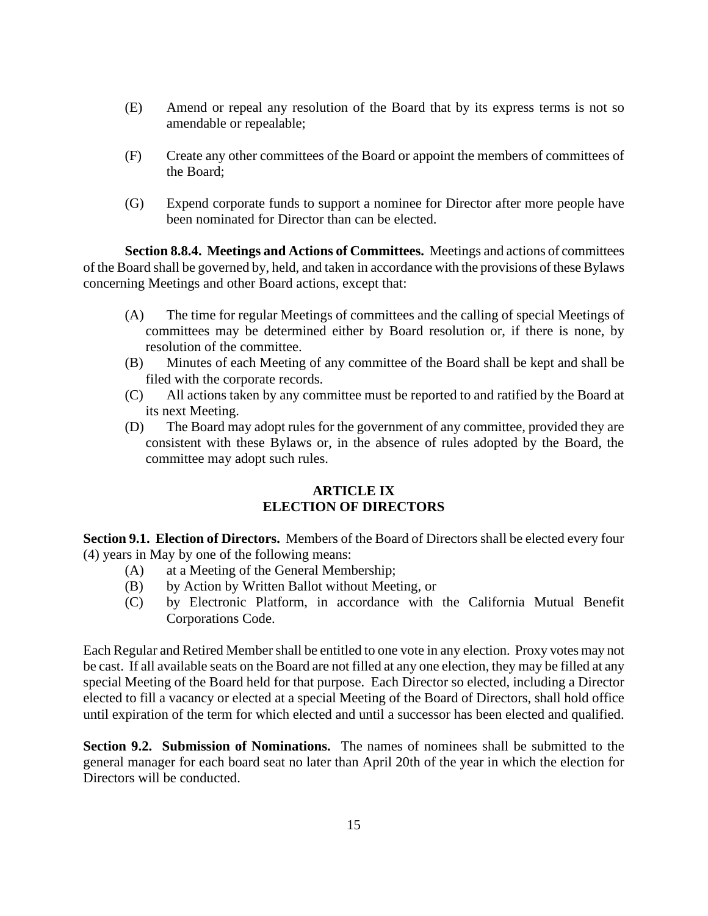(E) Amend or repeal any resolution of the Board that by its express terms is not so amendable or repealable;

(F) Create any other committees of the Board or appoint the members of committees of the Board;

(G) Expend corporate funds to support a nominee for Director after more people have been nominated for Director than can be elected.

**Section 8.8.4. Meetings and Actions of Committees.** Meetings and actions of committees of the Board shall be governed by, held, and taken in accordance with the provisions of these Bylaws concerning Meetings and other Board actions, except that:

(A) The time for regular Meetings of committees and the calling of special Meetings of committees may be determined either by Board resolution or, if there is none, by resolution of the committee.

(B) Minutes of each Meeting of any committee of the Board shall be kept and shall be filed with the corporate records.

(C) All actions taken by any committee must be reported to and ratified by the Board at its next Meeting.

(D) The Board may adopt rules for the government of any committee, provided they are consistent with these Bylaws or, in the absence of rules adopted by the Board, the committee may adopt such rules.

## ARTICLE IX
## ELECTION OF DIRECTORS

**Section 9.1. Election of Directors.** Members of the Board of Directors shall be elected every four (4) years in May by one of the following means:

(A) at a Meeting of the General Membership;

(B) by Action by Written Ballot without Meeting, or

(C) by Electronic Platform, in accordance with the California Mutual Benefit Corporations Code.

Each Regular and Retired Member shall be entitled to one vote in any election. Proxy votes may not be cast. If all available seats on the Board are not filled at any one election, they may be filled at any special Meeting of the Board held for that purpose. Each Director so elected, including a Director elected to fill a vacancy or elected at a special Meeting of the Board of Directors, shall hold office until expiration of the term for which elected and until a successor has been elected and qualified.

**Section 9.2. Submission of Nominations.** The names of nominees shall be submitted to the general manager for each board seat no later than April 20th of the year in which the election for Directors will be conducted.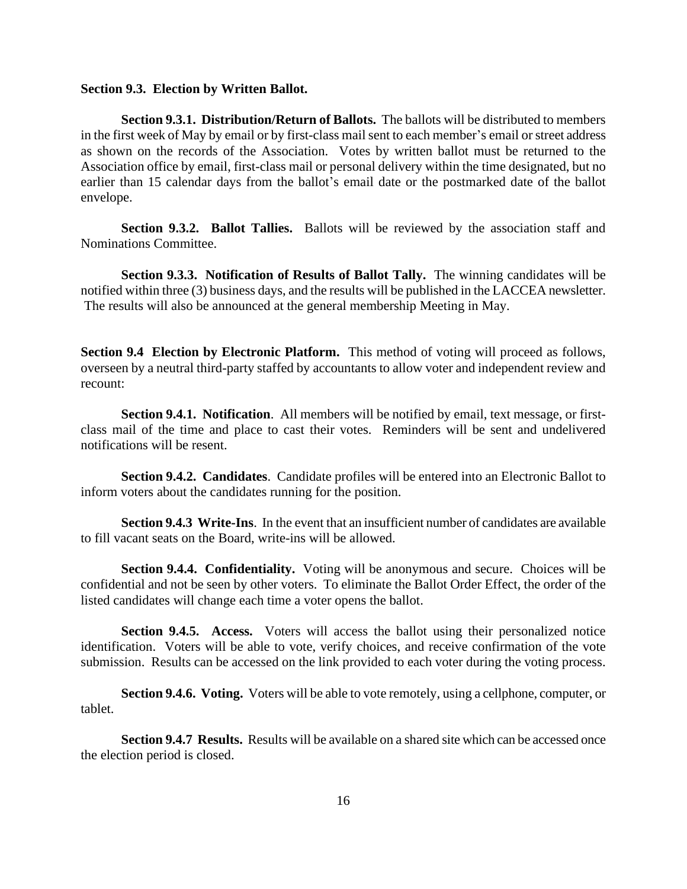**Section 9.3. Election by Written Ballot.**

**Section 9.3.1. Distribution/Return of Ballots.** The ballots will be distributed to members in the first week of May by email or by first-class mail sent to each member's email or street address as shown on the records of the Association. Votes by written ballot must be returned to the Association office by email, first-class mail or personal delivery within the time designated, but no earlier than 15 calendar days from the ballot's email date or the postmarked date of the ballot envelope.

**Section 9.3.2. Ballot Tallies.** Ballots will be reviewed by the association staff and Nominations Committee.

**Section 9.3.3. Notification of Results of Ballot Tally.** The winning candidates will be notified within three (3) business days, and the results will be published in the LACCEA newsletter. The results will also be announced at the general membership Meeting in May.

**Section 9.4 Election by Electronic Platform.** This method of voting will proceed as follows, overseen by a neutral third-party staffed by accountants to allow voter and independent review and recount:

**Section 9.4.1. Notification**. All members will be notified by email, text message, or first-class mail of the time and place to cast their votes. Reminders will be sent and undelivered notifications will be resent.

**Section 9.4.2. Candidates**. Candidate profiles will be entered into an Electronic Ballot to inform voters about the candidates running for the position.

**Section 9.4.3 Write-Ins**. In the event that an insufficient number of candidates are available to fill vacant seats on the Board, write-ins will be allowed.

**Section 9.4.4. Confidentiality.** Voting will be anonymous and secure. Choices will be confidential and not be seen by other voters. To eliminate the Ballot Order Effect, the order of the listed candidates will change each time a voter opens the ballot.

**Section 9.4.5. Access.** Voters will access the ballot using their personalized notice identification. Voters will be able to vote, verify choices, and receive confirmation of the vote submission. Results can be accessed on the link provided to each voter during the voting process.

**Section 9.4.6. Voting.** Voters will be able to vote remotely, using a cellphone, computer, or tablet.

**Section 9.4.7 Results.** Results will be available on a shared site which can be accessed once the election period is closed.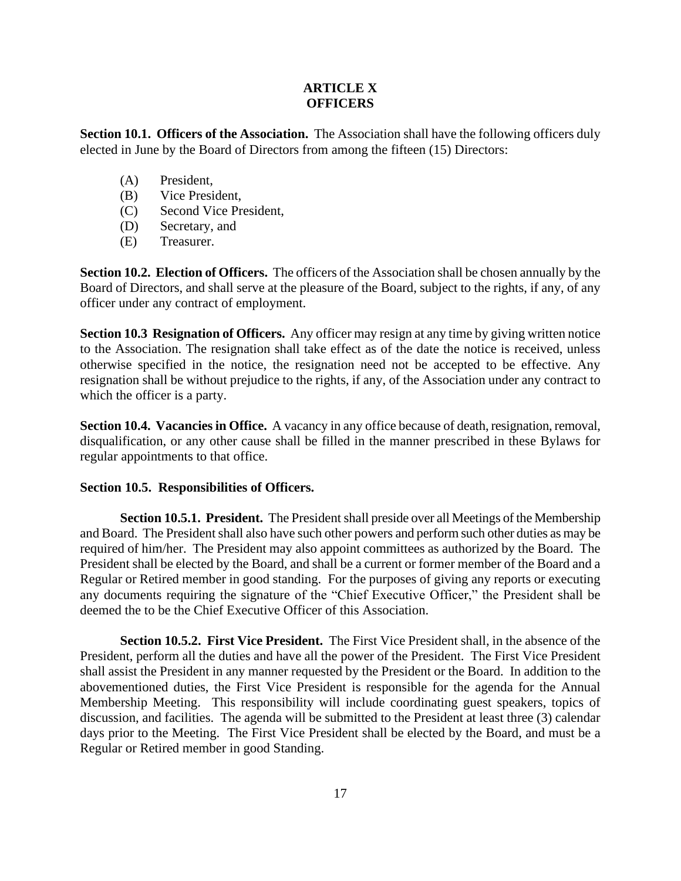# ARTICLE X
# OFFICERS

**Section 10.1. Officers of the Association.** The Association shall have the following officers duly elected in June by the Board of Directors from among the fifteen (15) Directors:

(A) President,
(B) Vice President,
(C) Second Vice President,
(D) Secretary, and
(E) Treasurer.

**Section 10.2. Election of Officers.** The officers of the Association shall be chosen annually by the Board of Directors, and shall serve at the pleasure of the Board, subject to the rights, if any, of any officer under any contract of employment.

**Section 10.3 Resignation of Officers.** Any officer may resign at any time by giving written notice to the Association. The resignation shall take effect as of the date the notice is received, unless otherwise specified in the notice, the resignation need not be accepted to be effective. Any resignation shall be without prejudice to the rights, if any, of the Association under any contract to which the officer is a party.

**Section 10.4. Vacancies in Office.** A vacancy in any office because of death, resignation, removal, disqualification, or any other cause shall be filled in the manner prescribed in these Bylaws for regular appointments to that office.

**Section 10.5. Responsibilities of Officers.**

**Section 10.5.1. President.** The President shall preside over all Meetings of the Membership and Board. The President shall also have such other powers and perform such other duties as may be required of him/her. The President may also appoint committees as authorized by the Board. The President shall be elected by the Board, and shall be a current or former member of the Board and a Regular or Retired member in good standing. For the purposes of giving any reports or executing any documents requiring the signature of the "Chief Executive Officer," the President shall be deemed the to be the Chief Executive Officer of this Association.

**Section 10.5.2. First Vice President.** The First Vice President shall, in the absence of the President, perform all the duties and have all the power of the President. The First Vice President shall assist the President in any manner requested by the President or the Board. In addition to the abovementioned duties, the First Vice President is responsible for the agenda for the Annual Membership Meeting. This responsibility will include coordinating guest speakers, topics of discussion, and facilities. The agenda will be submitted to the President at least three (3) calendar days prior to the Meeting. The First Vice President shall be elected by the Board, and must be a Regular or Retired member in good Standing.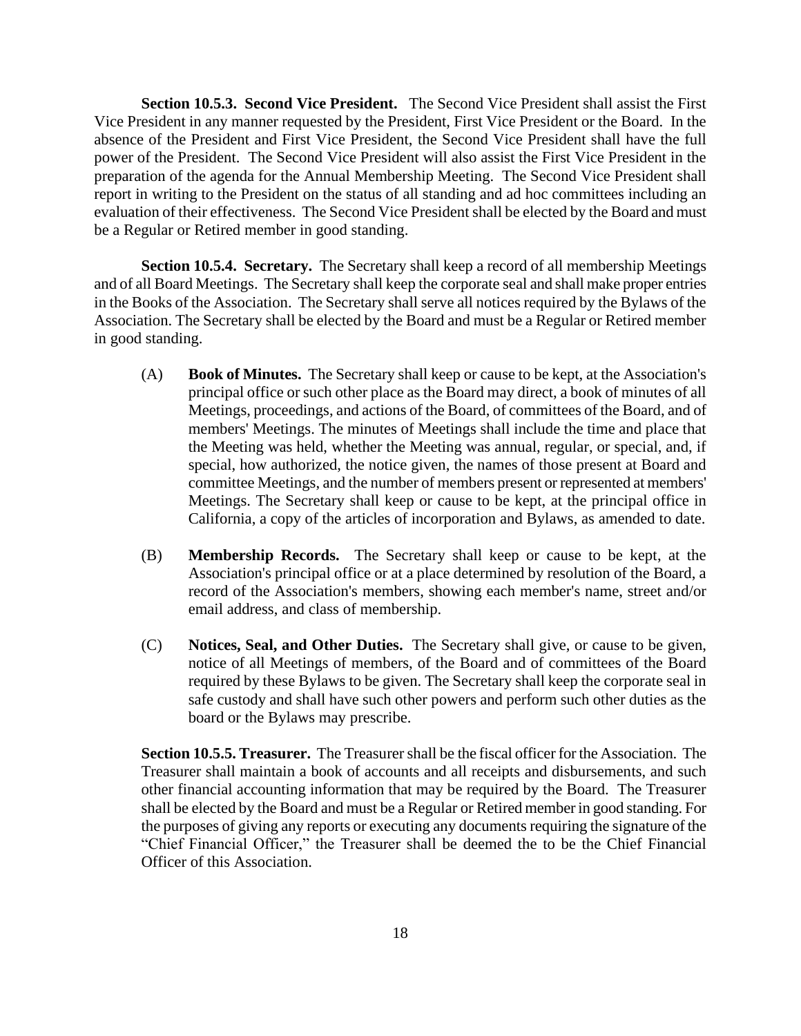**Section 10.5.3. Second Vice President.** The Second Vice President shall assist the First Vice President in any manner requested by the President, First Vice President or the Board. In the absence of the President and First Vice President, the Second Vice President shall have the full power of the President. The Second Vice President will also assist the First Vice President in the preparation of the agenda for the Annual Membership Meeting. The Second Vice President shall report in writing to the President on the status of all standing and ad hoc committees including an evaluation of their effectiveness. The Second Vice President shall be elected by the Board and must be a Regular or Retired member in good standing.

**Section 10.5.4. Secretary.** The Secretary shall keep a record of all membership Meetings and of all Board Meetings. The Secretary shall keep the corporate seal and shall make proper entries in the Books of the Association. The Secretary shall serve all notices required by the Bylaws of the Association. The Secretary shall be elected by the Board and must be a Regular or Retired member in good standing.

(A) **Book of Minutes.** The Secretary shall keep or cause to be kept, at the Association's principal office or such other place as the Board may direct, a book of minutes of all Meetings, proceedings, and actions of the Board, of committees of the Board, and of members' Meetings. The minutes of Meetings shall include the time and place that the Meeting was held, whether the Meeting was annual, regular, or special, and, if special, how authorized, the notice given, the names of those present at Board and committee Meetings, and the number of members present or represented at members' Meetings. The Secretary shall keep or cause to be kept, at the principal office in California, a copy of the articles of incorporation and Bylaws, as amended to date.

(B) **Membership Records.** The Secretary shall keep or cause to be kept, at the Association's principal office or at a place determined by resolution of the Board, a record of the Association's members, showing each member's name, street and/or email address, and class of membership.

(C) **Notices, Seal, and Other Duties.** The Secretary shall give, or cause to be given, notice of all Meetings of members, of the Board and of committees of the Board required by these Bylaws to be given. The Secretary shall keep the corporate seal in safe custody and shall have such other powers and perform such other duties as the board or the Bylaws may prescribe.

**Section 10.5.5. Treasurer.** The Treasurer shall be the fiscal officer for the Association. The Treasurer shall maintain a book of accounts and all receipts and disbursements, and such other financial accounting information that may be required by the Board. The Treasurer shall be elected by the Board and must be a Regular or Retired member in good standing. For the purposes of giving any reports or executing any documents requiring the signature of the "Chief Financial Officer," the Treasurer shall be deemed the to be the Chief Financial Officer of this Association.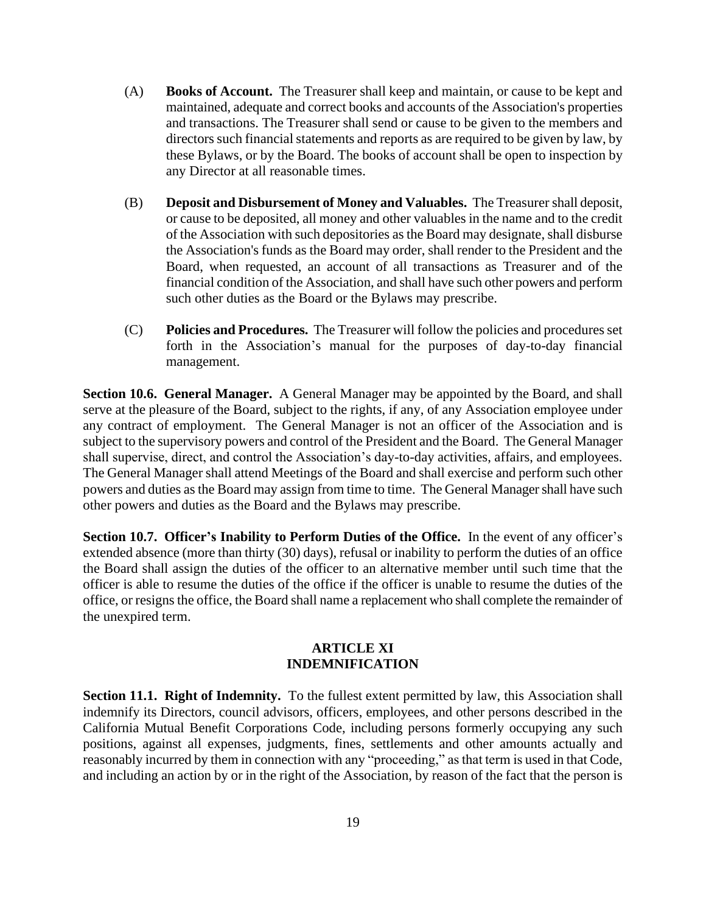(A) **Books of Account.** The Treasurer shall keep and maintain, or cause to be kept and maintained, adequate and correct books and accounts of the Association's properties and transactions. The Treasurer shall send or cause to be given to the members and directors such financial statements and reports as are required to be given by law, by these Bylaws, or by the Board. The books of account shall be open to inspection by any Director at all reasonable times.

(B) **Deposit and Disbursement of Money and Valuables.** The Treasurer shall deposit, or cause to be deposited, all money and other valuables in the name and to the credit of the Association with such depositories as the Board may designate, shall disburse the Association's funds as the Board may order, shall render to the President and the Board, when requested, an account of all transactions as Treasurer and of the financial condition of the Association, and shall have such other powers and perform such other duties as the Board or the Bylaws may prescribe.

(C) **Policies and Procedures.** The Treasurer will follow the policies and procedures set forth in the Association's manual for the purposes of day-to-day financial management.

**Section 10.6. General Manager.** A General Manager may be appointed by the Board, and shall serve at the pleasure of the Board, subject to the rights, if any, of any Association employee under any contract of employment. The General Manager is not an officer of the Association and is subject to the supervisory powers and control of the President and the Board. The General Manager shall supervise, direct, and control the Association's day-to-day activities, affairs, and employees. The General Manager shall attend Meetings of the Board and shall exercise and perform such other powers and duties as the Board may assign from time to time. The General Manager shall have such other powers and duties as the Board and the Bylaws may prescribe.

**Section 10.7. Officer's Inability to Perform Duties of the Office.** In the event of any officer's extended absence (more than thirty (30) days), refusal or inability to perform the duties of an office the Board shall assign the duties of the officer to an alternative member until such time that the officer is able to resume the duties of the office if the officer is unable to resume the duties of the office, or resigns the office, the Board shall name a replacement who shall complete the remainder of the unexpired term.

## ARTICLE XI
## INDEMNIFICATION

**Section 11.1. Right of Indemnity.** To the fullest extent permitted by law, this Association shall indemnify its Directors, council advisors, officers, employees, and other persons described in the California Mutual Benefit Corporations Code, including persons formerly occupying any such positions, against all expenses, judgments, fines, settlements and other amounts actually and reasonably incurred by them in connection with any "proceeding," as that term is used in that Code, and including an action by or in the right of the Association, by reason of the fact that the person is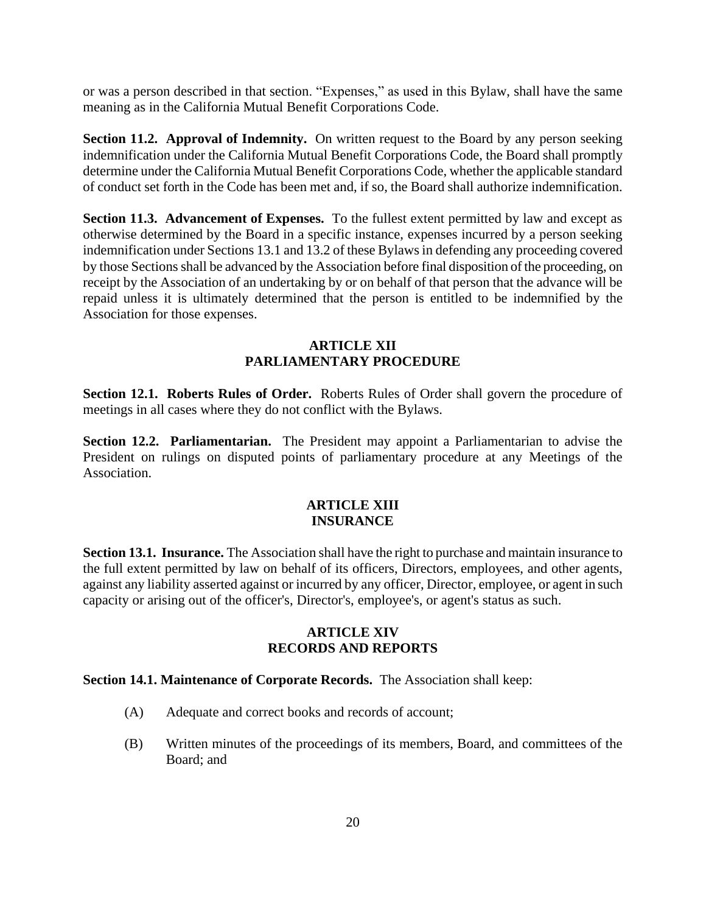or was a person described in that section. "Expenses," as used in this Bylaw, shall have the same meaning as in the California Mutual Benefit Corporations Code.

**Section 11.2. Approval of Indemnity.** On written request to the Board by any person seeking indemnification under the California Mutual Benefit Corporations Code, the Board shall promptly determine under the California Mutual Benefit Corporations Code, whether the applicable standard of conduct set forth in the Code has been met and, if so, the Board shall authorize indemnification.

**Section 11.3. Advancement of Expenses.** To the fullest extent permitted by law and except as otherwise determined by the Board in a specific instance, expenses incurred by a person seeking indemnification under Sections 13.1 and 13.2 of these Bylaws in defending any proceeding covered by those Sections shall be advanced by the Association before final disposition of the proceeding, on receipt by the Association of an undertaking by or on behalf of that person that the advance will be repaid unless it is ultimately determined that the person is entitled to be indemnified by the Association for those expenses.

## ARTICLE XII
## PARLIAMENTARY PROCEDURE

**Section 12.1. Roberts Rules of Order.** Roberts Rules of Order shall govern the procedure of meetings in all cases where they do not conflict with the Bylaws.

**Section 12.2. Parliamentarian.** The President may appoint a Parliamentarian to advise the President on rulings on disputed points of parliamentary procedure at any Meetings of the Association.

## ARTICLE XIII
## INSURANCE

**Section 13.1. Insurance.** The Association shall have the right to purchase and maintain insurance to the full extent permitted by law on behalf of its officers, Directors, employees, and other agents, against any liability asserted against or incurred by any officer, Director, employee, or agent in such capacity or arising out of the officer's, Director's, employee's, or agent's status as such.

## ARTICLE XIV
## RECORDS AND REPORTS

**Section 14.1. Maintenance of Corporate Records.** The Association shall keep:

(A) Adequate and correct books and records of account;

(B) Written minutes of the proceedings of its members, Board, and committees of the Board; and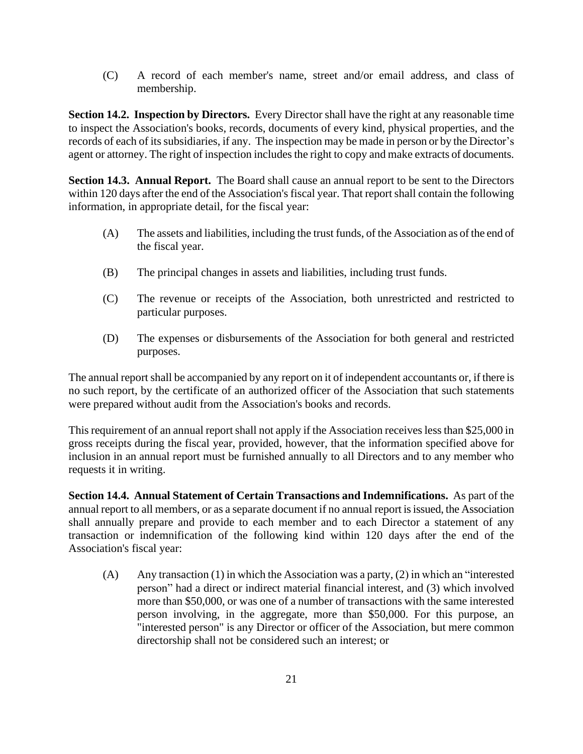(C) A record of each member's name, street and/or email address, and class of membership.

**Section 14.2. Inspection by Directors.** Every Director shall have the right at any reasonable time to inspect the Association's books, records, documents of every kind, physical properties, and the records of each of its subsidiaries, if any. The inspection may be made in person or by the Director's agent or attorney. The right of inspection includes the right to copy and make extracts of documents.

**Section 14.3. Annual Report.** The Board shall cause an annual report to be sent to the Directors within 120 days after the end of the Association's fiscal year. That report shall contain the following information, in appropriate detail, for the fiscal year:

(A) The assets and liabilities, including the trust funds, of the Association as of the end of the fiscal year.

(B) The principal changes in assets and liabilities, including trust funds.

(C) The revenue or receipts of the Association, both unrestricted and restricted to particular purposes.

(D) The expenses or disbursements of the Association for both general and restricted purposes.

The annual report shall be accompanied by any report on it of independent accountants or, if there is no such report, by the certificate of an authorized officer of the Association that such statements were prepared without audit from the Association's books and records.

This requirement of an annual report shall not apply if the Association receives less than $25,000 in gross receipts during the fiscal year, provided, however, that the information specified above for inclusion in an annual report must be furnished annually to all Directors and to any member who requests it in writing.

**Section 14.4. Annual Statement of Certain Transactions and Indemnifications.** As part of the annual report to all members, or as a separate document if no annual report is issued, the Association shall annually prepare and provide to each member and to each Director a statement of any transaction or indemnification of the following kind within 120 days after the end of the Association's fiscal year:

(A) Any transaction (1) in which the Association was a party, (2) in which an "interested person" had a direct or indirect material financial interest, and (3) which involved more than $50,000, or was one of a number of transactions with the same interested person involving, in the aggregate, more than $50,000. For this purpose, an "interested person" is any Director or officer of the Association, but mere common directorship shall not be considered such an interest; or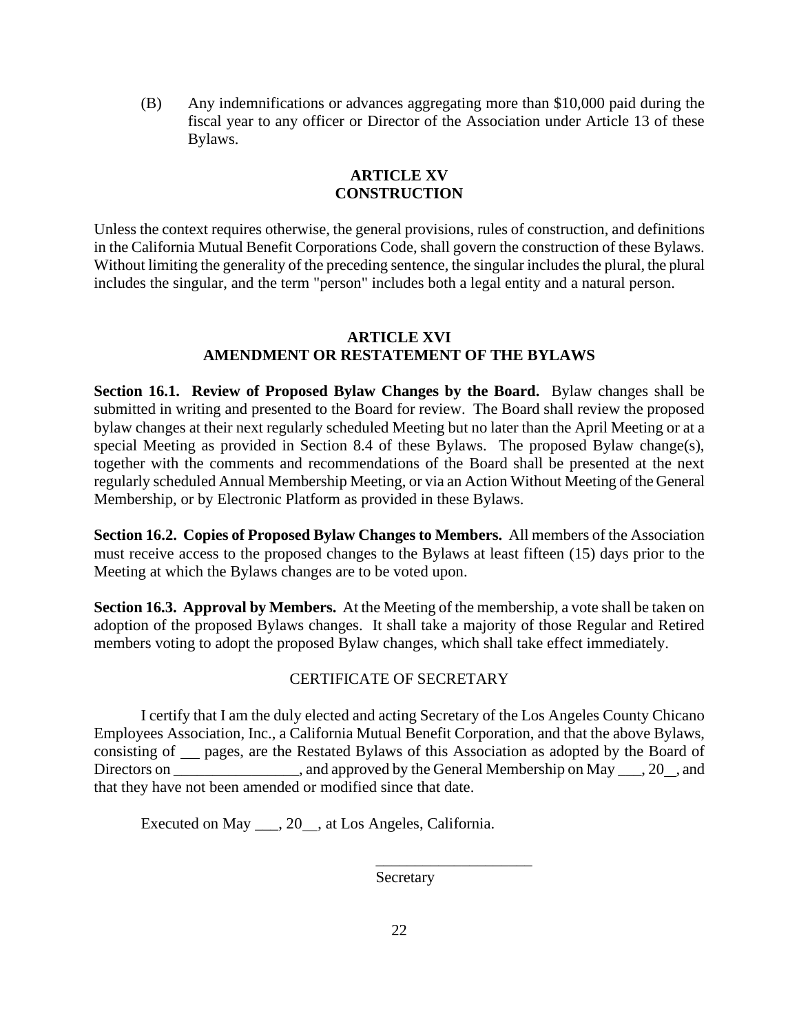(B) Any indemnifications or advances aggregating more than $10,000 paid during the fiscal year to any officer or Director of the Association under Article 13 of these Bylaws.

## ARTICLE XV
## CONSTRUCTION

Unless the context requires otherwise, the general provisions, rules of construction, and definitions in the California Mutual Benefit Corporations Code, shall govern the construction of these Bylaws. Without limiting the generality of the preceding sentence, the singular includes the plural, the plural includes the singular, and the term "person" includes both a legal entity and a natural person.

## ARTICLE XVI
## AMENDMENT OR RESTATEMENT OF THE BYLAWS

**Section 16.1. Review of Proposed Bylaw Changes by the Board.** Bylaw changes shall be submitted in writing and presented to the Board for review. The Board shall review the proposed bylaw changes at their next regularly scheduled Meeting but no later than the April Meeting or at a special Meeting as provided in Section 8.4 of these Bylaws. The proposed Bylaw change(s), together with the comments and recommendations of the Board shall be presented at the next regularly scheduled Annual Membership Meeting, or via an Action Without Meeting of the General Membership, or by Electronic Platform as provided in these Bylaws.

**Section 16.2. Copies of Proposed Bylaw Changes to Members.** All members of the Association must receive access to the proposed changes to the Bylaws at least fifteen (15) days prior to the Meeting at which the Bylaws changes are to be voted upon.

**Section 16.3. Approval by Members.** At the Meeting of the membership, a vote shall be taken on adoption of the proposed Bylaws changes. It shall take a majority of those Regular and Retired members voting to adopt the proposed Bylaw changes, which shall take effect immediately.

CERTIFICATE OF SECRETARY

I certify that I am the duly elected and acting Secretary of the Los Angeles County Chicano Employees Association, Inc., a California Mutual Benefit Corporation, and that the above Bylaws, consisting of ___ pages, are the Restated Bylaws of this Association as adopted by the Board of Directors on ________________, and approved by the General Membership on May ___, 20__, and that they have not been amended or modified since that date.

Executed on May ___, 20__, at Los Angeles, California.

____________________
Secretary